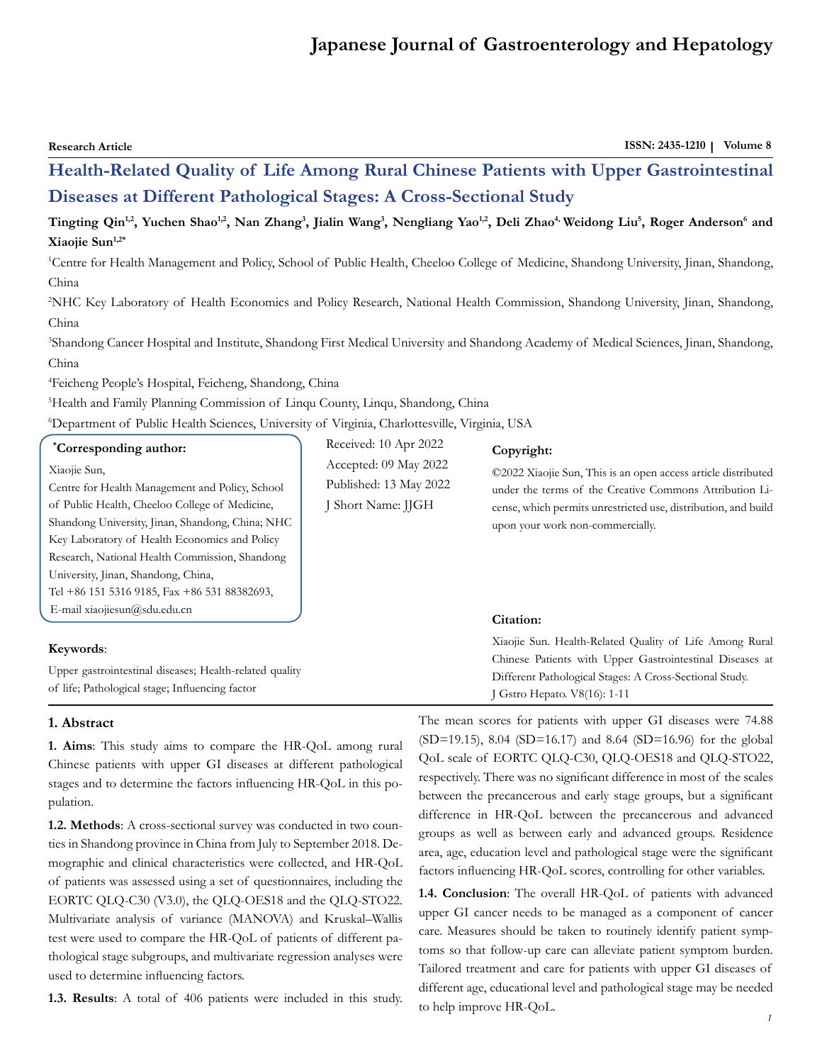Research Article

# Health-Related Quality of Life Among Rural Chinese Patients with Upper Gastrointestinal Diseases at Different Pathological Stages: A Cross-Sectional Study

**Tingting Qin[1,2], Yuchen Shao[1,2], Nan Zhang[3], Jialin Wang[3], Nengliang Yao[1,2], Deli Zhao[4], Weidong Liu[5], Roger Anderson[6] and Xiaojie Sun[1,2*]**

[1]Centre for Health Management and Policy, School of Public Health, Cheeloo College of Medicine, Shandong University, Jinan, Shandong, China

[2]NHC Key Laboratory of Health Economics and Policy Research, National Health Commission, Shandong University, Jinan, Shandong, China

[3]Shandong Cancer Hospital and Institute, Shandong First Medical University and Shandong Academy of Medical Sciences, Jinan, Shandong, China

[4]Feicheng People's Hospital, Feicheng, Shandong, China

[5]Health and Family Planning Commission of Linqu County, Linqu, Shandong, China

[6]Department of Public Health Sciences, University of Virginia, Charlottesville, Virginia, USA

**\*Corresponding author:**

Xiaojie Sun,
Centre for Health Management and Policy, School of Public Health, Cheeloo College of Medicine, Shandong University, Jinan, Shandong, China; NHC Key Laboratory of Health Economics and Policy Research, National Health Commission, Shandong University, Jinan, Shandong, China,
Tel +86 151 5316 9185, Fax +86 531 88382693,
E-mail xiaojiesun@sdu.edu.cn

Received: 10 Apr 2022
Accepted: 09 May 2022
Published: 13 May 2022
J Short Name: JJGH

**Copyright:**

©2022 Xiaojie Sun, This is an open access article distributed under the terms of the Creative Commons Attribution License, which permits unrestricted use, distribution, and build upon your work non-commercially.

**Citation:**

Xiaojie Sun. Health-Related Quality of Life Among Rural Chinese Patients with Upper Gastrointestinal Diseases at Different Pathological Stages: A Cross-Sectional Study. J Gstro Hepato. V8(16): 1-11

**Keywords**:

Upper gastrointestinal diseases; Health-related quality of life; Pathological stage; Influencing factor

## 1. Abstract

**1. Aims**: This study aims to compare the HR-QoL among rural Chinese patients with upper GI diseases at different pathological stages and to determine the factors influencing HR-QoL in this population.

**1.2. Methods**: A cross-sectional survey was conducted in two counties in Shandong province in China from July to September 2018. Demographic and clinical characteristics were collected, and HR-QoL of patients was assessed using a set of questionnaires, including the EORTC QLQ-C30 (V3.0), the QLQ-OES18 and the QLQ-STO22. Multivariate analysis of variance (MANOVA) and Kruskal–Wallis test were used to compare the HR-QoL of patients of different pathological stage subgroups, and multivariate regression analyses were used to determine influencing factors.

**1.3. Results**: A total of 406 patients were included in this study. The mean scores for patients with upper GI diseases were 74.88 (SD=19.15), 8.04 (SD=16.17) and 8.64 (SD=16.96) for the global QoL scale of EORTC QLQ-C30, QLQ-OES18 and QLQ-STO22, respectively. There was no significant difference in most of the scales between the precancerous and early stage groups, but a significant difference in HR-QoL between the precancerous and advanced groups as well as between early and advanced groups. Residence area, age, education level and pathological stage were the significant factors influencing HR-QoL scores, controlling for other variables.

**1.4. Conclusion**: The overall HR-QoL of patients with advanced upper GI cancer needs to be managed as a component of cancer care. Measures should be taken to routinely identify patient symptoms so that follow-up care can alleviate patient symptom burden. Tailored treatment and care for patients with upper GI diseases of different age, educational level and pathological stage may be needed to help improve HR-QoL.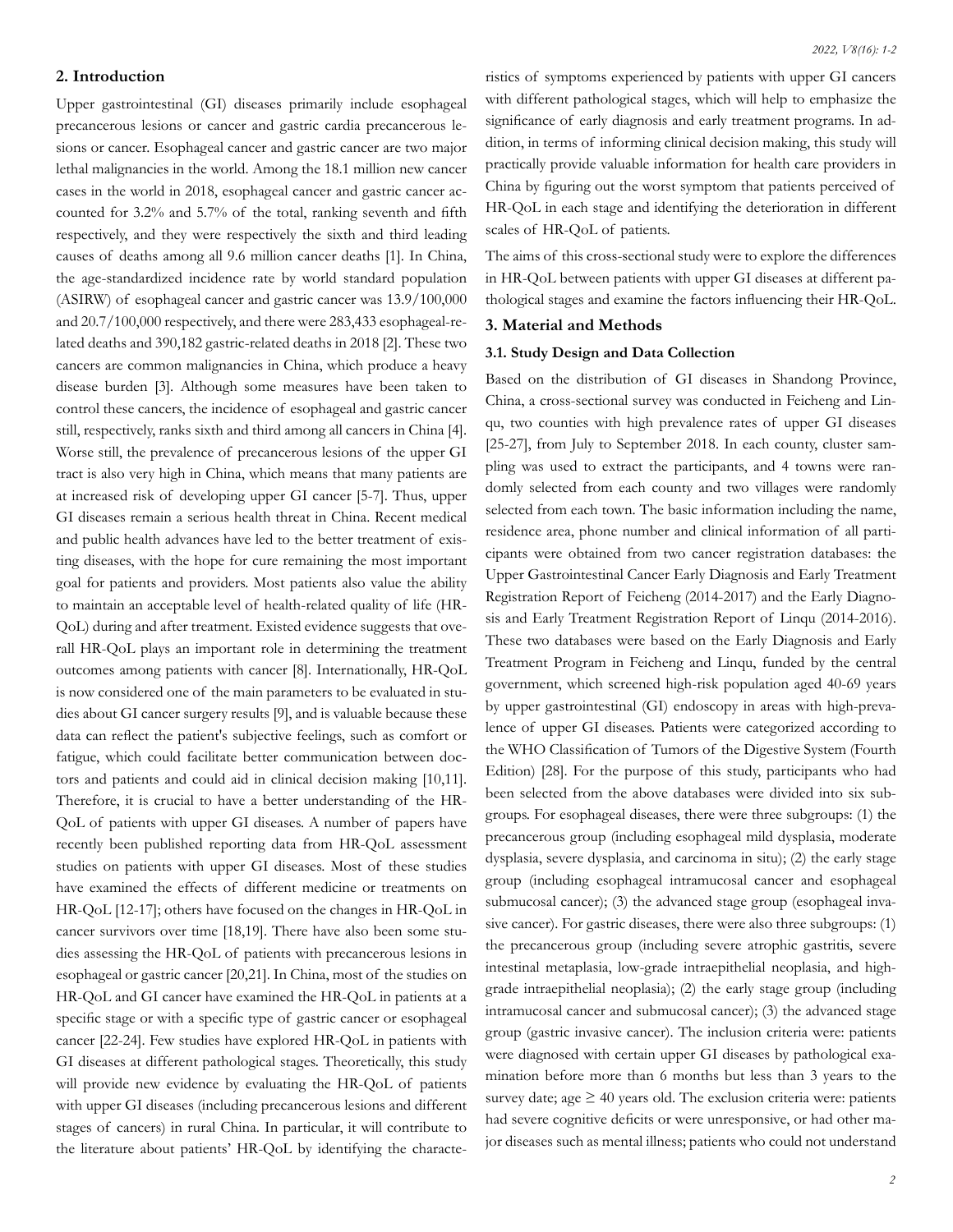## 2. Introduction

Upper gastrointestinal (GI) diseases primarily include esophageal precancerous lesions or cancer and gastric cardia precancerous lesions or cancer. Esophageal cancer and gastric cancer are two major lethal malignancies in the world. Among the 18.1 million new cancer cases in the world in 2018, esophageal cancer and gastric cancer accounted for 3.2% and 5.7% of the total, ranking seventh and fifth respectively, and they were respectively the sixth and third leading causes of deaths among all 9.6 million cancer deaths [1]. In China, the age-standardized incidence rate by world standard population (ASIRW) of esophageal cancer and gastric cancer was 13.9/100,000 and 20.7/100,000 respectively, and there were 283,433 esophageal-related deaths and 390,182 gastric-related deaths in 2018 [2]. These two cancers are common malignancies in China, which produce a heavy disease burden [3]. Although some measures have been taken to control these cancers, the incidence of esophageal and gastric cancer still, respectively, ranks sixth and third among all cancers in China [4]. Worse still, the prevalence of precancerous lesions of the upper GI tract is also very high in China, which means that many patients are at increased risk of developing upper GI cancer [5-7]. Thus, upper GI diseases remain a serious health threat in China. Recent medical and public health advances have led to the better treatment of existing diseases, with the hope for cure remaining the most important goal for patients and providers. Most patients also value the ability to maintain an acceptable level of health-related quality of life (HR-QoL) during and after treatment. Existed evidence suggests that overall HR-QoL plays an important role in determining the treatment outcomes among patients with cancer [8]. Internationally, HR-QoL is now considered one of the main parameters to be evaluated in studies about GI cancer surgery results [9], and is valuable because these data can reflect the patient's subjective feelings, such as comfort or fatigue, which could facilitate better communication between doctors and patients and could aid in clinical decision making [10,11]. Therefore, it is crucial to have a better understanding of the HR-QoL of patients with upper GI diseases. A number of papers have recently been published reporting data from HR-QoL assessment studies on patients with upper GI diseases. Most of these studies have examined the effects of different medicine or treatments on HR-QoL [12-17]; others have focused on the changes in HR-QoL in cancer survivors over time [18,19]. There have also been some studies assessing the HR-QoL of patients with precancerous lesions in esophageal or gastric cancer [20,21]. In China, most of the studies on HR-QoL and GI cancer have examined the HR-QoL in patients at a specific stage or with a specific type of gastric cancer or esophageal cancer [22-24]. Few studies have explored HR-QoL in patients with GI diseases at different pathological stages. Theoretically, this study will provide new evidence by evaluating the HR-QoL of patients with upper GI diseases (including precancerous lesions and different stages of cancers) in rural China. In particular, it will contribute to the literature about patients' HR-QoL by identifying the characteristics of symptoms experienced by patients with upper GI cancers with different pathological stages, which will help to emphasize the significance of early diagnosis and early treatment programs. In addition, in terms of informing clinical decision making, this study will practically provide valuable information for health care providers in China by figuring out the worst symptom that patients perceived of HR-QoL in each stage and identifying the deterioration in different scales of HR-QoL of patients.

The aims of this cross-sectional study were to explore the differences in HR-QoL between patients with upper GI diseases at different pathological stages and examine the factors influencing their HR-QoL.

## 3. Material and Methods

### 3.1. Study Design and Data Collection

Based on the distribution of GI diseases in Shandong Province, China, a cross-sectional survey was conducted in Feicheng and Linqu, two counties with high prevalence rates of upper GI diseases [25-27], from July to September 2018. In each county, cluster sampling was used to extract the participants, and 4 towns were randomly selected from each county and two villages were randomly selected from each town. The basic information including the name, residence area, phone number and clinical information of all participants were obtained from two cancer registration databases: the Upper Gastrointestinal Cancer Early Diagnosis and Early Treatment Registration Report of Feicheng (2014-2017) and the Early Diagnosis and Early Treatment Registration Report of Linqu (2014-2016). These two databases were based on the Early Diagnosis and Early Treatment Program in Feicheng and Linqu, funded by the central government, which screened high-risk population aged 40-69 years by upper gastrointestinal (GI) endoscopy in areas with high-prevalence of upper GI diseases. Patients were categorized according to the WHO Classification of Tumors of the Digestive System (Fourth Edition) [28]. For the purpose of this study, participants who had been selected from the above databases were divided into six subgroups. For esophageal diseases, there were three subgroups: (1) the precancerous group (including esophageal mild dysplasia, moderate dysplasia, severe dysplasia, and carcinoma in situ); (2) the early stage group (including esophageal intramucosal cancer and esophageal submucosal cancer); (3) the advanced stage group (esophageal invasive cancer). For gastric diseases, there were also three subgroups: (1) the precancerous group (including severe atrophic gastritis, severe intestinal metaplasia, low-grade intraepithelial neoplasia, and high-grade intraepithelial neoplasia); (2) the early stage group (including intramucosal cancer and submucosal cancer); (3) the advanced stage group (gastric invasive cancer). The inclusion criteria were: patients were diagnosed with certain upper GI diseases by pathological examination before more than 6 months but less than 3 years to the survey date; age ≥ 40 years old. The exclusion criteria were: patients had severe cognitive deficits or were unresponsive, or had other major diseases such as mental illness; patients who could not understand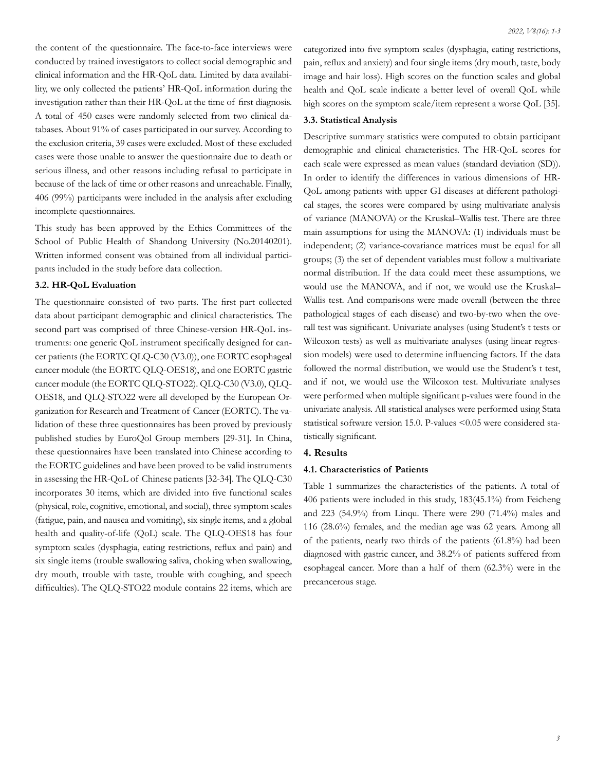the content of the questionnaire. The face-to-face interviews were conducted by trained investigators to collect social demographic and clinical information and the HR-QoL data. Limited by data availability, we only collected the patients' HR-QoL information during the investigation rather than their HR-QoL at the time of first diagnosis. A total of 450 cases were randomly selected from two clinical databases. About 91% of cases participated in our survey. According to the exclusion criteria, 39 cases were excluded. Most of these excluded cases were those unable to answer the questionnaire due to death or serious illness, and other reasons including refusal to participate in because of the lack of time or other reasons and unreachable. Finally, 406 (99%) participants were included in the analysis after excluding incomplete questionnaires.

This study has been approved by the Ethics Committees of the School of Public Health of Shandong University (No.20140201). Written informed consent was obtained from all individual participants included in the study before data collection.

### 3.2. HR-QoL Evaluation

The questionnaire consisted of two parts. The first part collected data about participant demographic and clinical characteristics. The second part was comprised of three Chinese-version HR-QoL instruments: one generic QoL instrument specifically designed for cancer patients (the EORTC QLQ-C30 (V3.0)), one EORTC esophageal cancer module (the EORTC QLQ-OES18), and one EORTC gastric cancer module (the EORTC QLQ-STO22). QLQ-C30 (V3.0), QLQ-OES18, and QLQ-STO22 were all developed by the European Organization for Research and Treatment of Cancer (EORTC). The validation of these three questionnaires has been proved by previously published studies by EuroQol Group members [29-31]. In China, these questionnaires have been translated into Chinese according to the EORTC guidelines and have been proved to be valid instruments in assessing the HR-QoL of Chinese patients [32-34]. The QLQ-C30 incorporates 30 items, which are divided into five functional scales (physical, role, cognitive, emotional, and social), three symptom scales (fatigue, pain, and nausea and vomiting), six single items, and a global health and quality-of-life (QoL) scale. The QLQ-OES18 has four symptom scales (dysphagia, eating restrictions, reflux and pain) and six single items (trouble swallowing saliva, choking when swallowing, dry mouth, trouble with taste, trouble with coughing, and speech difficulties). The QLQ-STO22 module contains 22 items, which are categorized into five symptom scales (dysphagia, eating restrictions, pain, reflux and anxiety) and four single items (dry mouth, taste, body image and hair loss). High scores on the function scales and global health and QoL scale indicate a better level of overall QoL while high scores on the symptom scale/item represent a worse QoL [35].

### 3.3. Statistical Analysis

Descriptive summary statistics were computed to obtain participant demographic and clinical characteristics. The HR-QoL scores for each scale were expressed as mean values (standard deviation (SD)). In order to identify the differences in various dimensions of HR-QoL among patients with upper GI diseases at different pathological stages, the scores were compared by using multivariate analysis of variance (MANOVA) or the Kruskal–Wallis test. There are three main assumptions for using the MANOVA: (1) individuals must be independent; (2) variance-covariance matrices must be equal for all groups; (3) the set of dependent variables must follow a multivariate normal distribution. If the data could meet these assumptions, we would use the MANOVA, and if not, we would use the Kruskal–Wallis test. And comparisons were made overall (between the three pathological stages of each disease) and two-by-two when the overall test was significant. Univariate analyses (using Student's t tests or Wilcoxon tests) as well as multivariate analyses (using linear regression models) were used to determine influencing factors. If the data followed the normal distribution, we would use the Student's t test, and if not, we would use the Wilcoxon test. Multivariate analyses were performed when multiple significant p-values were found in the univariate analysis. All statistical analyses were performed using Stata statistical software version 15.0. P-values <0.05 were considered statistically significant.

## 4. Results

### 4.1. Characteristics of Patients

Table 1 summarizes the characteristics of the patients. A total of 406 patients were included in this study, 183(45.1%) from Feicheng and 223 (54.9%) from Linqu. There were 290 (71.4%) males and 116 (28.6%) females, and the median age was 62 years. Among all of the patients, nearly two thirds of the patients (61.8%) had been diagnosed with gastric cancer, and 38.2% of patients suffered from esophageal cancer. More than a half of them (62.3%) were in the precancerous stage.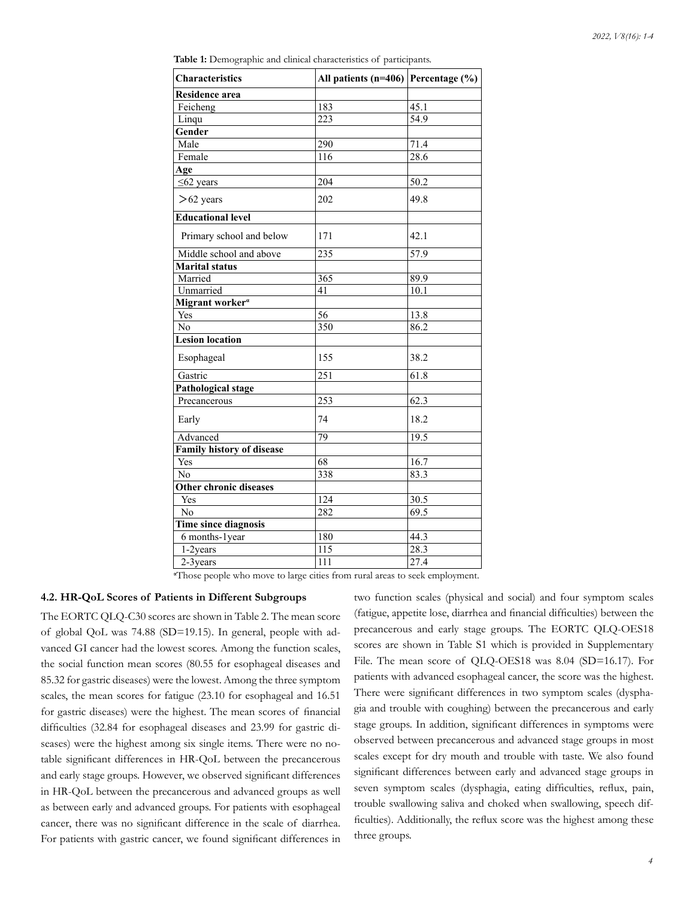**Table 1:** Demographic and clinical characteristics of participants.

| Characteristics | All patients (n=406) | Percentage (%) |
|---|---|---|
| **Residence area** | | |
| Feicheng | 183 | 45.1 |
| Linqu | 223 | 54.9 |
| **Gender** | | |
| Male | 290 | 71.4 |
| Female | 116 | 28.6 |
| **Age** | | |
| ≤62 years | 204 | 50.2 |
| ＞62 years | 202 | 49.8 |
| **Educational level** | | |
| Primary school and below | 171 | 42.1 |
| Middle school and above | 235 | 57.9 |
| **Marital status** | | |
| Married | 365 | 89.9 |
| Unmarried | 41 | 10.1 |
| **Migrant worker**[a] | | |
| Yes | 56 | 13.8 |
| No | 350 | 86.2 |
| **Lesion location** | | |
| Esophageal | 155 | 38.2 |
| Gastric | 251 | 61.8 |
| **Pathological stage** | | |
| Precancerous | 253 | 62.3 |
| Early | 74 | 18.2 |
| Advanced | 79 | 19.5 |
| **Family history of disease** | | |
| Yes | 68 | 16.7 |
| No | 338 | 83.3 |
| **Other chronic diseases** | | |
| Yes | 124 | 30.5 |
| No | 282 | 69.5 |
| **Time since diagnosis** | | |
| 6 months-1year | 180 | 44.3 |
| 1-2years | 115 | 28.3 |
| 2-3years | 111 | 27.4 |

[a]Those people who move to large cities from rural areas to seek employment.

### 4.2. HR-QoL Scores of Patients in Different Subgroups

The EORTC QLQ-C30 scores are shown in Table 2. The mean score of global QoL was 74.88 (SD=19.15). In general, people with advanced GI cancer had the lowest scores. Among the function scales, the social function mean scores (80.55 for esophageal diseases and 85.32 for gastric diseases) were the lowest. Among the three symptom scales, the mean scores for fatigue (23.10 for esophageal and 16.51 for gastric diseases) were the highest. The mean scores of financial difficulties (32.84 for esophageal diseases and 23.99 for gastric diseases) were the highest among six single items. There were no notable significant differences in HR-QoL between the precancerous and early stage groups. However, we observed significant differences in HR-QoL between the precancerous and advanced groups as well as between early and advanced groups. For patients with esophageal cancer, there was no significant difference in the scale of diarrhea. For patients with gastric cancer, we found significant differences in two function scales (physical and social) and four symptom scales (fatigue, appetite lose, diarrhea and financial difficulties) between the precancerous and early stage groups. The EORTC QLQ-OES18 scores are shown in Table S1 which is provided in Supplementary File. The mean score of QLQ-OES18 was 8.04 (SD=16.17). For patients with advanced esophageal cancer, the score was the highest. There were significant differences in two symptom scales (dysphagia and trouble with coughing) between the precancerous and early stage groups. In addition, significant differences in symptoms were observed between precancerous and advanced stage groups in most scales except for dry mouth and trouble with taste. We also found significant differences between early and advanced stage groups in seven symptom scales (dysphagia, eating difficulties, reflux, pain, trouble swallowing saliva and choked when swallowing, speech difficulties). Additionally, the reflux score was the highest among these three groups.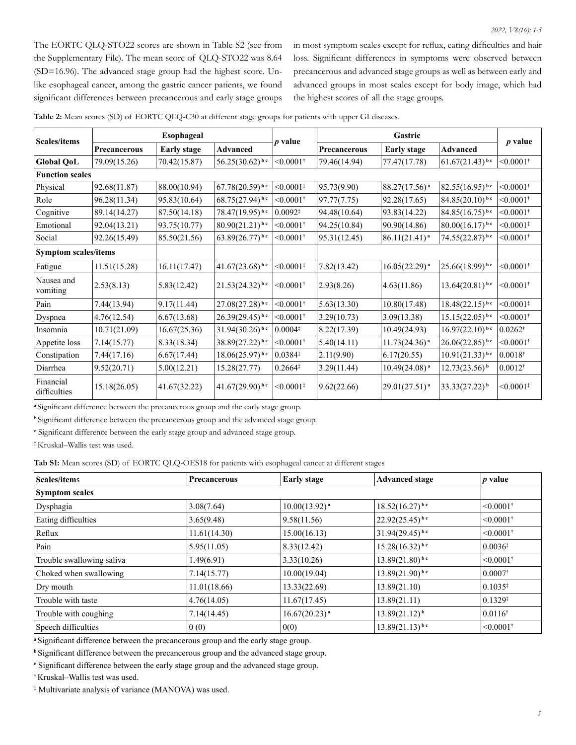The EORTC QLQ-STO22 scores are shown in Table S2 (see from the Supplementary File). The mean score of QLQ-STO22 was 8.64 (SD=16.96). The advanced stage group had the highest score. Unlike esophageal cancer, among the gastric cancer patients, we found significant differences between precancerous and early stage groups in most symptom scales except for reflux, eating difficulties and hair loss. Significant differences in symptoms were observed between precancerous and advanced stage groups as well as between early and advanced groups in most scales except for body image, which had the highest scores of all the stage groups.

**Table 2:** Mean scores (SD) of EORTC QLQ-C30 at different stage groups for patients with upper GI diseases.

| Scales/items | Esophageal | | | *p* value | Gastric | | | *p* value |
|---|---|---|---|---|---|---|---|---|
| | Precancerous | Early stage | Advanced | | Precancerous | Early stage | Advanced | |
| **Global QoL** | 79.09(15.26) | 70.42(15.87) | 56.25(30.62) [b c] | <0.0001† | 79.46(14.94) | 77.47(17.78) | 61.67(21.43) [b c] | <0.0001† |
| **Function scales** | | | | | | | | |
| Physical | 92.68(11.87) | 88.00(10.94) | 67.78(20.59) [b c] | <0.0001‡ | 95.73(9.90) | 88.27(17.56) [a] | 82.55(16.95) [b c] | <0.0001† |
| Role | 96.28(11.34) | 95.83(10.64) | 68.75(27.94) [b c] | <0.0001† | 97.77(7.75) | 92.28(17.65) | 84.85(20.10) [b c] | <0.0001† |
| Cognitive | 89.14(14.27) | 87.50(14.18) | 78.47(19.95) [b c] | 0.0092‡ | 94.48(10.64) | 93.83(14.22) | 84.85(16.75) [b c] | <0.0001† |
| Emotional | 92.04(13.21) | 93.75(10.77) | 80.90(21.21) [b c] | <0.0001† | 94.25(10.84) | 90.90(14.86) | 80.00(16.17) [b c] | <0.0001‡ |
| Social | 92.26(15.49) | 85.50(21.56) | 63.89(26.77) [b c] | <0.0001† | 95.31(12.45) | 86.11(21.41) [a] | 74.55(22.87) [b c] | <0.0001† |
| **Symptom scales/items** | | | | | | | | |
| Fatigue | 11.51(15.28) | 16.11(17.47) | 41.67(23.68) [b c] | <0.0001‡ | 7.82(13.42) | 16.05(22.29) [a] | 25.66(18.99) [b c] | <0.0001† |
| Nausea and vomiting | 2.53(8.13) | 5.83(12.42) | 21.53(24.32) [b c] | <0.0001† | 2.93(8.26) | 4.63(11.86) | 13.64(20.81) [b c] | <0.0001† |
| Pain | 7.44(13.94) | 9.17(11.44) | 27.08(27.28) [b c] | <0.0001† | 5.63(13.30) | 10.80(17.48) | 18.48(22.15) [b c] | <0.0001‡ |
| Dyspnea | 4.76(12.54) | 6.67(13.68) | 26.39(29.45) [b c] | <0.0001† | 3.29(10.73) | 3.09(13.38) | 15.15(22.05) [b c] | <0.0001† |
| Insomnia | 10.71(21.09) | 16.67(25.36) | 31.94(30.26) [b c] | 0.0004‡ | 8.22(17.39) | 10.49(24.93) | 16.97(22.10) [b c] | 0.0262† |
| Appetite loss | 7.14(15.77) | 8.33(18.34) | 38.89(27.22) [b c] | <0.0001† | 5.40(14.11) | 11.73(24.36) [a] | 26.06(22.85) [b c] | <0.0001† |
| Constipation | 7.44(17.16) | 6.67(17.44) | 18.06(25.97) [b c] | 0.0384‡ | 2.11(9.90) | 6.17(20.55) | 10.91(21.33) [b c] | 0.0018† |
| Diarrhea | 9.52(20.71) | 5.00(12.21) | 15.28(27.77) | 0.2664‡ | 3.29(11.44) | 10.49(24.08) [a] | 12.73(23.56) [b] | 0.0012† |
| Financial difficulties | 15.18(26.05) | 41.67(32.22) | 41.67(29.90) [b c] | <0.0001‡ | 9.62(22.66) | 29.01(27.51) [a] | 33.33(27.22) [b] | <0.0001‡ |

[a] Significant difference between the precancerous group and the early stage group.

[b] Significant difference between the precancerous group and the advanced stage group.

[c] Significant difference between the early stage group and advanced stage group.

† Kruskal–Wallis test was used.

**Tab S1:** Mean scores (SD) of EORTC QLQ-OES18 for patients with esophageal cancer at different stages

| Scales/items | Precancerous | Early stage | Advanced stage | *p* value |
|---|---|---|---|---|
| **Symptom scales** | | | | |
| Dysphagia | 3.08(7.64) | 10.00(13.92) [a] | 18.52(16.27) [b c] | <0.0001† |
| Eating difficulties | 3.65(9.48) | 9.58(11.56) | 22.92(25.45) [b c] | <0.0001† |
| Reflux | 11.61(14.30) | 15.00(16.13) | 31.94(29.45) [b c] | <0.0001† |
| Pain | 5.95(11.05) | 8.33(12.42) | 15.28(16.32) [b c] | 0.0036‡ |
| Trouble swallowing saliva | 1.49(6.91) | 3.33(10.26) | 13.89(21.80) [b c] | <0.0001† |
| Choked when swallowing | 7.14(15.77) | 10.00(19.04) | 13.89(21.90) [b c] | 0.0007† |
| Dry mouth | 11.01(18.66) | 13.33(22.69) | 13.89(21.10) | 0.1035‡ |
| Trouble with taste | 4.76(14.05) | 11.67(17.45) | 13.89(21.11) | 0.1329‡ |
| Trouble with coughing | 7.14(14.45) | 16.67(20.23) [a] | 13.89(21.12) [b] | 0.0116† |
| Speech difficulties | 0 (0) | 0(0) | 13.89(21.13) [b c] | <0.0001† |

[a] Significant difference between the precancerous group and the early stage group.

[b] Significant difference between the precancerous group and the advanced stage group.

[c] Significant difference between the early stage group and the advanced stage group.

† Kruskal–Wallis test was used.

‡ Multivariate analysis of variance (MANOVA) was used.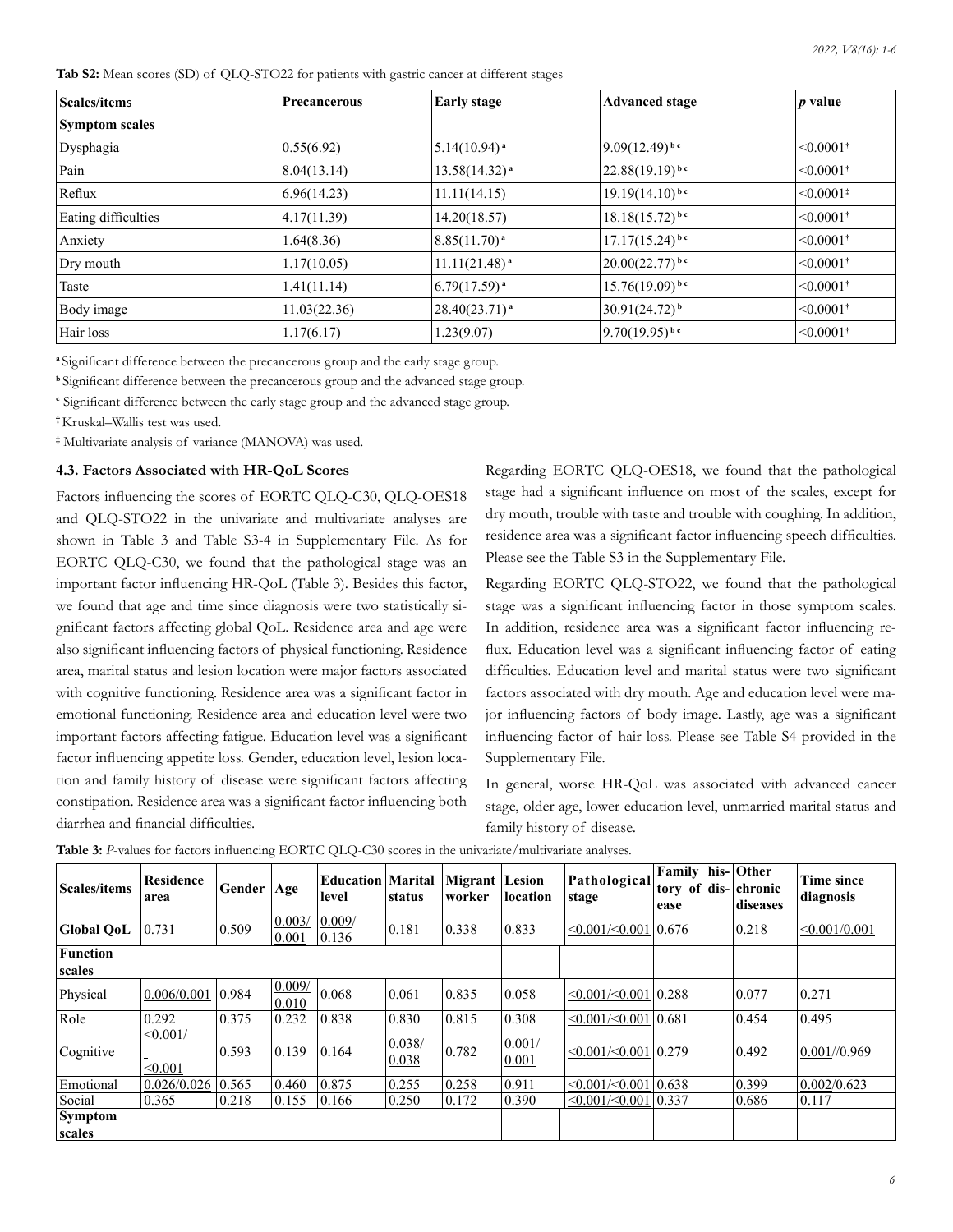**Tab S2:** Mean scores (SD) of QLQ-STO22 for patients with gastric cancer at different stages

| Scales/items | Precancerous | Early stage | Advanced stage | *p* value |
|---|---|---|---|---|
| **Symptom scales** | | | | |
| Dysphagia | 0.55(6.92) | 5.14(10.94)[a] | 9.09(12.49)[b c] | <0.0001[†] |
| Pain | 8.04(13.14) | 13.58(14.32)[a] | 22.88(19.19)[b c] | <0.0001[†] |
| Reflux | 6.96(14.23) | 11.11(14.15) | 19.19(14.10)[b c] | <0.0001[‡] |
| Eating difficulties | 4.17(11.39) | 14.20(18.57) | 18.18(15.72)[b c] | <0.0001[†] |
| Anxiety | 1.64(8.36) | 8.85(11.70)[a] | 17.17(15.24)[b c] | <0.0001[†] |
| Dry mouth | 1.17(10.05) | 11.11(21.48)[a] | 20.00(22.77)[b c] | <0.0001[†] |
| Taste | 1.41(11.14) | 6.79(17.59)[a] | 15.76(19.09)[b c] | <0.0001[†] |
| Body image | 11.03(22.36) | 28.40(23.71)[a] | 30.91(24.72)[b] | <0.0001[†] |
| Hair loss | 1.17(6.17) | 1.23(9.07) | 9.70(19.95)[b c] | <0.0001[†] |

[a] Significant difference between the precancerous group and the early stage group.

[b] Significant difference between the precancerous group and the advanced stage group.

[c] Significant difference between the early stage group and the advanced stage group.

[†] Kruskal–Wallis test was used.

[‡] Multivariate analysis of variance (MANOVA) was used.

### 4.3. Factors Associated with HR-QoL Scores

Factors influencing the scores of EORTC QLQ-C30, QLQ-OES18 and QLQ-STO22 in the univariate and multivariate analyses are shown in Table 3 and Table S3-4 in Supplementary File. As for EORTC QLQ-C30, we found that the pathological stage was an important factor influencing HR-QoL (Table 3). Besides this factor, we found that age and time since diagnosis were two statistically significant factors affecting global QoL. Residence area and age were also significant influencing factors of physical functioning. Residence area, marital status and lesion location were major factors associated with cognitive functioning. Residence area was a significant factor in emotional functioning. Residence area and education level were two important factors affecting fatigue. Education level was a significant factor influencing appetite loss. Gender, education level, lesion location and family history of disease were significant factors affecting constipation. Residence area was a significant factor influencing both diarrhea and financial difficulties.

Regarding EORTC QLQ-OES18, we found that the pathological stage had a significant influence on most of the scales, except for dry mouth, trouble with taste and trouble with coughing. In addition, residence area was a significant factor influencing speech difficulties. Please see the Table S3 in the Supplementary File.

Regarding EORTC QLQ-STO22, we found that the pathological stage was a significant influencing factor in those symptom scales. In addition, residence area was a significant factor influencing reflux. Education level was a significant influencing factor of eating difficulties. Education level and marital status were two significant factors associated with dry mouth. Age and education level were major influencing factors of body image. Lastly, age was a significant influencing factor of hair loss. Please see Table S4 provided in the Supplementary File.

In general, worse HR-QoL was associated with advanced cancer stage, older age, lower education level, unmarried marital status and family history of disease.

**Table 3:** *P*-values for factors influencing EORTC QLQ-C30 scores in the univariate/multivariate analyses.

| Scales/items | Residence area | Gender | Age | Education level | Marital status | Migrant worker | Lesion location | Pathological stage | Family history of disease | Other chronic diseases | Time since diagnosis |
|---|---|---|---|---|---|---|---|---|---|---|---|
| **Global QoL** | 0.731 | 0.509 | 0.003/0.001 | 0.009/0.136 | 0.181 | 0.338 | 0.833 | <0.001/<0.001 | 0.676 | 0.218 | <0.001/0.001 |
| **Function scales** | | | | | | | | | | | |
| Physical | 0.006/0.001 | 0.984 | 0.009/0.010 | 0.068 | 0.061 | 0.835 | 0.058 | <0.001/<0.001 | 0.288 | 0.077 | 0.271 |
| Role | 0.292 | 0.375 | 0.232 | 0.838 | 0.830 | 0.815 | 0.308 | <0.001/<0.001 | 0.681 | 0.454 | 0.495 |
| Cognitive | <0.001/<0.001 | 0.593 | 0.139 | 0.164 | 0.038/0.038 | 0.782 | 0.001/0.001 | <0.001/<0.001 | 0.279 | 0.492 | 0.001//0.969 |
| Emotional | 0.026/0.026 | 0.565 | 0.460 | 0.875 | 0.255 | 0.258 | 0.911 | <0.001/<0.001 | 0.638 | 0.399 | 0.002/0.623 |
| Social | 0.365 | 0.218 | 0.155 | 0.166 | 0.250 | 0.172 | 0.390 | <0.001/<0.001 | 0.337 | 0.686 | 0.117 |
| **Symptom scales** | | | | | | | | | | | |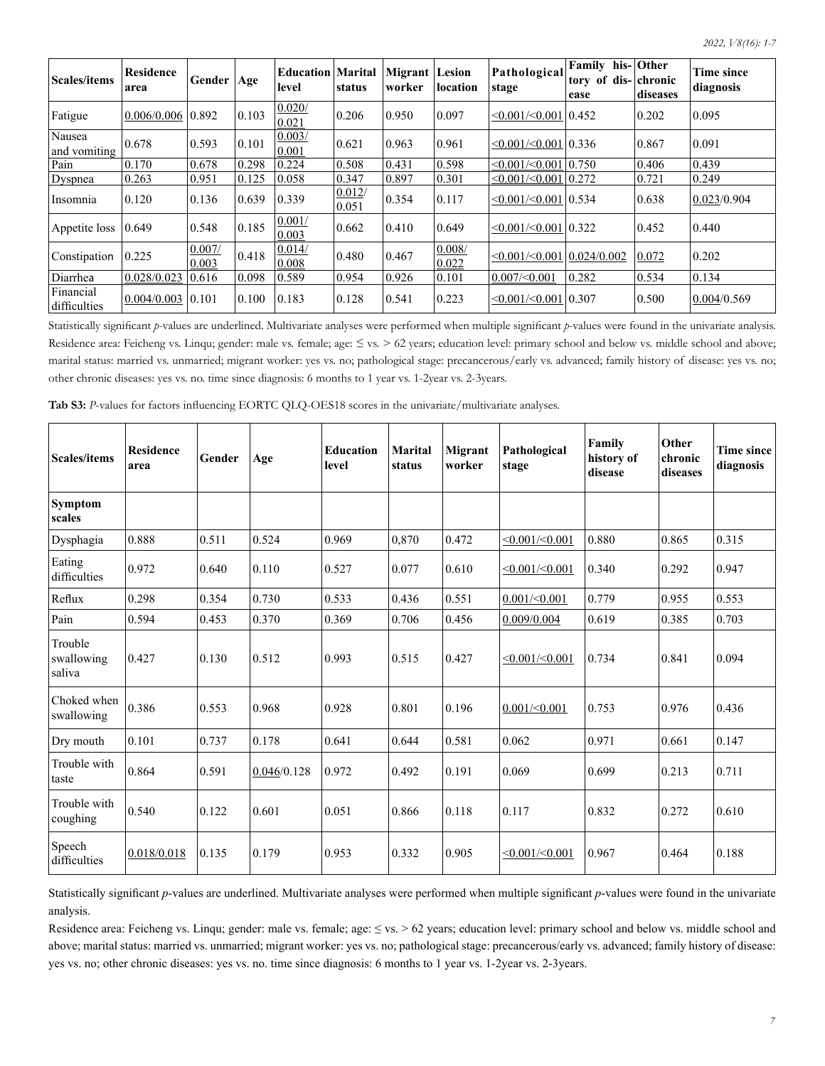| Scales/items | Residence area | Gender | Age | Education level | Marital status | Migrant worker | Lesion location | Pathological stage | Family history of disease | Other chronic diseases | Time since diagnosis |
|---|---|---|---|---|---|---|---|---|---|---|---|
| Fatigue | 0.006/0.006 | 0.892 | 0.103 | 0.020/ 0.021 | 0.206 | 0.950 | 0.097 | ≤0.001/<0.001 | 0.452 | 0.202 | 0.095 |
| Nausea and vomiting | 0.678 | 0.593 | 0.101 | 0.003/ 0.001 | 0.621 | 0.963 | 0.961 | ≤0.001/<0.001 | 0.336 | 0.867 | 0.091 |
| Pain | 0.170 | 0.678 | 0.298 | 0.224 | 0.508 | 0.431 | 0.598 | ≤0.001/<0.001 | 0.750 | 0.406 | 0.439 |
| Dyspnea | 0.263 | 0.951 | 0.125 | 0.058 | 0.347 | 0.897 | 0.301 | ≤0.001/<0.001 | 0.272 | 0.721 | 0.249 |
| Insomnia | 0.120 | 0.136 | 0.639 | 0.339 | 0.012/ 0.051 | 0.354 | 0.117 | ≤0.001/<0.001 | 0.534 | 0.638 | 0.023/0.904 |
| Appetite loss | 0.649 | 0.548 | 0.185 | 0.001/ 0.003 | 0.662 | 0.410 | 0.649 | ≤0.001/<0.001 | 0.322 | 0.452 | 0.440 |
| Constipation | 0.225 | 0.007/ 0.003 | 0.418 | 0.014/ 0.008 | 0.480 | 0.467 | 0.008/ 0.022 | ≤0.001/<0.001 | 0.024/0.002 | 0.072 | 0.202 |
| Diarrhea | 0.028/0.023 | 0.616 | 0.098 | 0.589 | 0.954 | 0.926 | 0.101 | 0.007/<0.001 | 0.282 | 0.534 | 0.134 |
| Financial difficulties | 0.004/0.003 | 0.101 | 0.100 | 0.183 | 0.128 | 0.541 | 0.223 | ≤0.001/<0.001 | 0.307 | 0.500 | 0.004/0.569 |

Statistically significant *p*-values are underlined. Multivariate analyses were performed when multiple significant *p*-values were found in the univariate analysis. Residence area: Feicheng vs. Linqu; gender: male vs. female; age: ≤ vs. > 62 years; education level: primary school and below vs. middle school and above; marital status: married vs. unmarried; migrant worker: yes vs. no; pathological stage: precancerous/early vs. advanced; family history of disease: yes vs. no; other chronic diseases: yes vs. no. time since diagnosis: 6 months to 1 year vs. 1-2year vs. 2-3years.

**Tab S3:** *P*-values for factors influencing EORTC QLQ-OES18 scores in the univariate/multivariate analyses.

| Scales/items | Residence area | Gender | Age | Education level | Marital status | Migrant worker | Pathological stage | Family history of disease | Other chronic diseases | Time since diagnosis |
|---|---|---|---|---|---|---|---|---|---|---|
| **Symptom scales** | | | | | | | | | | |
| Dysphagia | 0.888 | 0.511 | 0.524 | 0.969 | 0,870 | 0.472 | ≤0.001/<0.001 | 0.880 | 0.865 | 0.315 |
| Eating difficulties | 0.972 | 0.640 | 0.110 | 0.527 | 0.077 | 0.610 | ≤0.001/<0.001 | 0.340 | 0.292 | 0.947 |
| Reflux | 0.298 | 0.354 | 0.730 | 0.533 | 0.436 | 0.551 | 0.001/<0.001 | 0.779 | 0.955 | 0.553 |
| Pain | 0.594 | 0.453 | 0.370 | 0.369 | 0.706 | 0.456 | 0.009/0.004 | 0.619 | 0.385 | 0.703 |
| Trouble swallowing saliva | 0.427 | 0.130 | 0.512 | 0.993 | 0.515 | 0.427 | ≤0.001/<0.001 | 0.734 | 0.841 | 0.094 |
| Choked when swallowing | 0.386 | 0.553 | 0.968 | 0.928 | 0.801 | 0.196 | 0.001/<0.001 | 0.753 | 0.976 | 0.436 |
| Dry mouth | 0.101 | 0.737 | 0.178 | 0.641 | 0.644 | 0.581 | 0.062 | 0.971 | 0.661 | 0.147 |
| Trouble with taste | 0.864 | 0.591 | 0.046/0.128 | 0.972 | 0.492 | 0.191 | 0.069 | 0.699 | 0.213 | 0.711 |
| Trouble with coughing | 0.540 | 0.122 | 0.601 | 0.051 | 0.866 | 0.118 | 0.117 | 0.832 | 0.272 | 0.610 |
| Speech difficulties | 0.018/0.018 | 0.135 | 0.179 | 0.953 | 0.332 | 0.905 | ≤0.001/<0.001 | 0.967 | 0.464 | 0.188 |

Statistically significant *p*-values are underlined. Multivariate analyses were performed when multiple significant *p*-values were found in the univariate analysis.

Residence area: Feicheng vs. Linqu; gender: male vs. female; age: ≤ vs. > 62 years; education level: primary school and below vs. middle school and above; marital status: married vs. unmarried; migrant worker: yes vs. no; pathological stage: precancerous/early vs. advanced; family history of disease: yes vs. no; other chronic diseases: yes vs. no. time since diagnosis: 6 months to 1 year vs. 1-2year vs. 2-3years.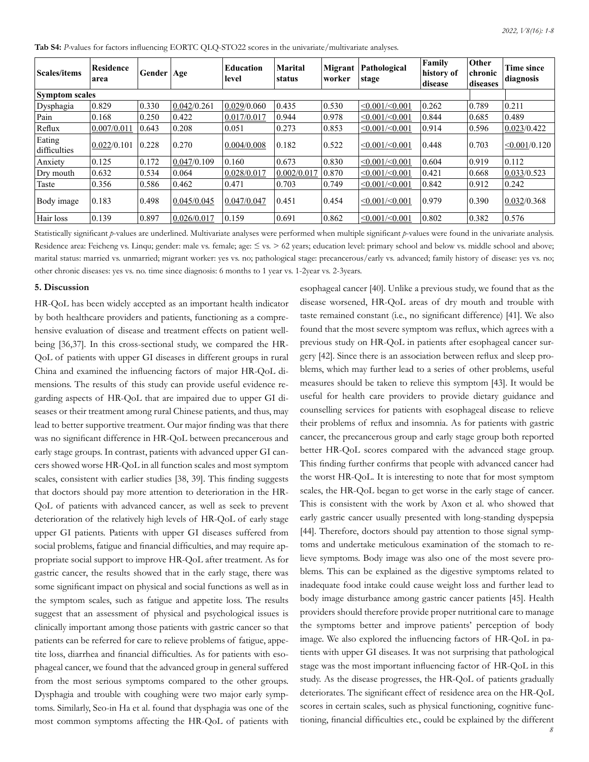**Tab S4:** *P*-values for factors influencing EORTC QLQ-STO22 scores in the univariate/multivariate analyses.

| Scales/items | Residence area | Gender | Age | Education level | Marital status | Migrant worker | Pathological stage | Family history of disease | Other chronic diseases | Time since diagnosis |
|---|---|---|---|---|---|---|---|---|---|---|
| **Symptom scales** | | | | | | | | | | |
| Dysphagia | 0.829 | 0.330 | <u>0.042</u>/0.261 | <u>0.029</u>/0.060 | 0.435 | 0.530 | <u><0.001/<0.001</u> | 0.262 | 0.789 | 0.211 |
| Pain | 0.168 | 0.250 | 0.422 | <u>0.017/0.017</u> | 0.944 | 0.978 | <u><0.001/<0.001</u> | 0.844 | 0.685 | 0.489 |
| Reflux | <u>0.007/0.011</u> | 0.643 | 0.208 | 0.051 | 0.273 | 0.853 | <u><0.001/<0.001</u> | 0.914 | 0.596 | <u>0.023</u>/0.422 |
| Eating difficulties | <u>0.022</u>/0.101 | 0.228 | 0.270 | <u>0.004/0.008</u> | 0.182 | 0.522 | <u><0.001/<0.001</u> | 0.448 | 0.703 | <u><0.001</u>/0.120 |
| Anxiety | 0.125 | 0.172 | <u>0.047</u>/0.109 | 0.160 | 0.673 | 0.830 | <u><0.001/<0.001</u> | 0.604 | 0.919 | 0.112 |
| Dry mouth | 0.632 | 0.534 | 0.064 | <u>0.028/0.017</u> | <u>0.002/0.017</u> | 0.870 | <u><0.001/<0.001</u> | 0.421 | 0.668 | <u>0.033</u>/0.523 |
| Taste | 0.356 | 0.586 | 0.462 | 0.471 | 0.703 | 0.749 | <u><0.001/<0.001</u> | 0.842 | 0.912 | 0.242 |
| Body image | 0.183 | 0.498 | <u>0.045/0.045</u> | <u>0.047/0.047</u> | 0.451 | 0.454 | <u><0.001/<0.001</u> | 0.979 | 0.390 | <u>0.032</u>/0.368 |
| Hair loss | 0.139 | 0.897 | <u>0.026/0.017</u> | 0.159 | 0.691 | 0.862 | <u><0.001/<0.001</u> | 0.802 | 0.382 | 0.576 |

Statistically significant *p*-values are underlined. Multivariate analyses were performed when multiple significant *p*-values were found in the univariate analysis. Residence area: Feicheng vs. Linqu; gender: male vs. female; age: ≤ vs. > 62 years; education level: primary school and below vs. middle school and above; marital status: married vs. unmarried; migrant worker: yes vs. no; pathological stage: precancerous/early vs. advanced; family history of disease: yes vs. no; other chronic diseases: yes vs. no. time since diagnosis: 6 months to 1 year vs. 1-2year vs. 2-3years.

## 5. Discussion

HR-QoL has been widely accepted as an important health indicator by both healthcare providers and patients, functioning as a comprehensive evaluation of disease and treatment effects on patient wellbeing [36,37]. In this cross-sectional study, we compared the HR-QoL of patients with upper GI diseases in different groups in rural China and examined the influencing factors of major HR-QoL dimensions. The results of this study can provide useful evidence regarding aspects of HR-QoL that are impaired due to upper GI diseases or their treatment among rural Chinese patients, and thus, may lead to better supportive treatment. Our major finding was that there was no significant difference in HR-QoL between precancerous and early stage groups. In contrast, patients with advanced upper GI cancers showed worse HR-QoL in all function scales and most symptom scales, consistent with earlier studies [38, 39]. This finding suggests that doctors should pay more attention to deterioration in the HR-QoL of patients with advanced cancer, as well as seek to prevent deterioration of the relatively high levels of HR-QoL of early stage upper GI patients. Patients with upper GI diseases suffered from social problems, fatigue and financial difficulties, and may require appropriate social support to improve HR-QoL after treatment. As for gastric cancer, the results showed that in the early stage, there was some significant impact on physical and social functions as well as in the symptom scales, such as fatigue and appetite loss. The results suggest that an assessment of physical and psychological issues is clinically important among those patients with gastric cancer so that patients can be referred for care to relieve problems of fatigue, appetite loss, diarrhea and financial difficulties. As for patients with esophageal cancer, we found that the advanced group in general suffered from the most serious symptoms compared to the other groups. Dysphagia and trouble with coughing were two major early symptoms. Similarly, Seo-in Ha et al. found that dysphagia was one of the most common symptoms affecting the HR-QoL of patients with esophageal cancer [40]. Unlike a previous study, we found that as the disease worsened, HR-QoL areas of dry mouth and trouble with taste remained constant (i.e., no significant difference) [41]. We also found that the most severe symptom was reflux, which agrees with a previous study on HR-QoL in patients after esophageal cancer surgery [42]. Since there is an association between reflux and sleep problems, which may further lead to a series of other problems, useful measures should be taken to relieve this symptom [43]. It would be useful for health care providers to provide dietary guidance and counselling services for patients with esophageal disease to relieve their problems of reflux and insomnia. As for patients with gastric cancer, the precancerous group and early stage group both reported better HR-QoL scores compared with the advanced stage group. This finding further confirms that people with advanced cancer had the worst HR-QoL. It is interesting to note that for most symptom scales, the HR-QoL began to get worse in the early stage of cancer. This is consistent with the work by Axon et al. who showed that early gastric cancer usually presented with long-standing dyspepsia [44]. Therefore, doctors should pay attention to those signal symptoms and undertake meticulous examination of the stomach to relieve symptoms. Body image was also one of the most severe problems. This can be explained as the digestive symptoms related to inadequate food intake could cause weight loss and further lead to body image disturbance among gastric cancer patients [45]. Health providers should therefore provide proper nutritional care to manage the symptoms better and improve patients' perception of body image. We also explored the influencing factors of HR-QoL in patients with upper GI diseases. It was not surprising that pathological stage was the most important influencing factor of HR-QoL in this study. As the disease progresses, the HR-QoL of patients gradually deteriorates. The significant effect of residence area on the HR-QoL scores in certain scales, such as physical functioning, cognitive functioning, financial difficulties etc., could be explained by the different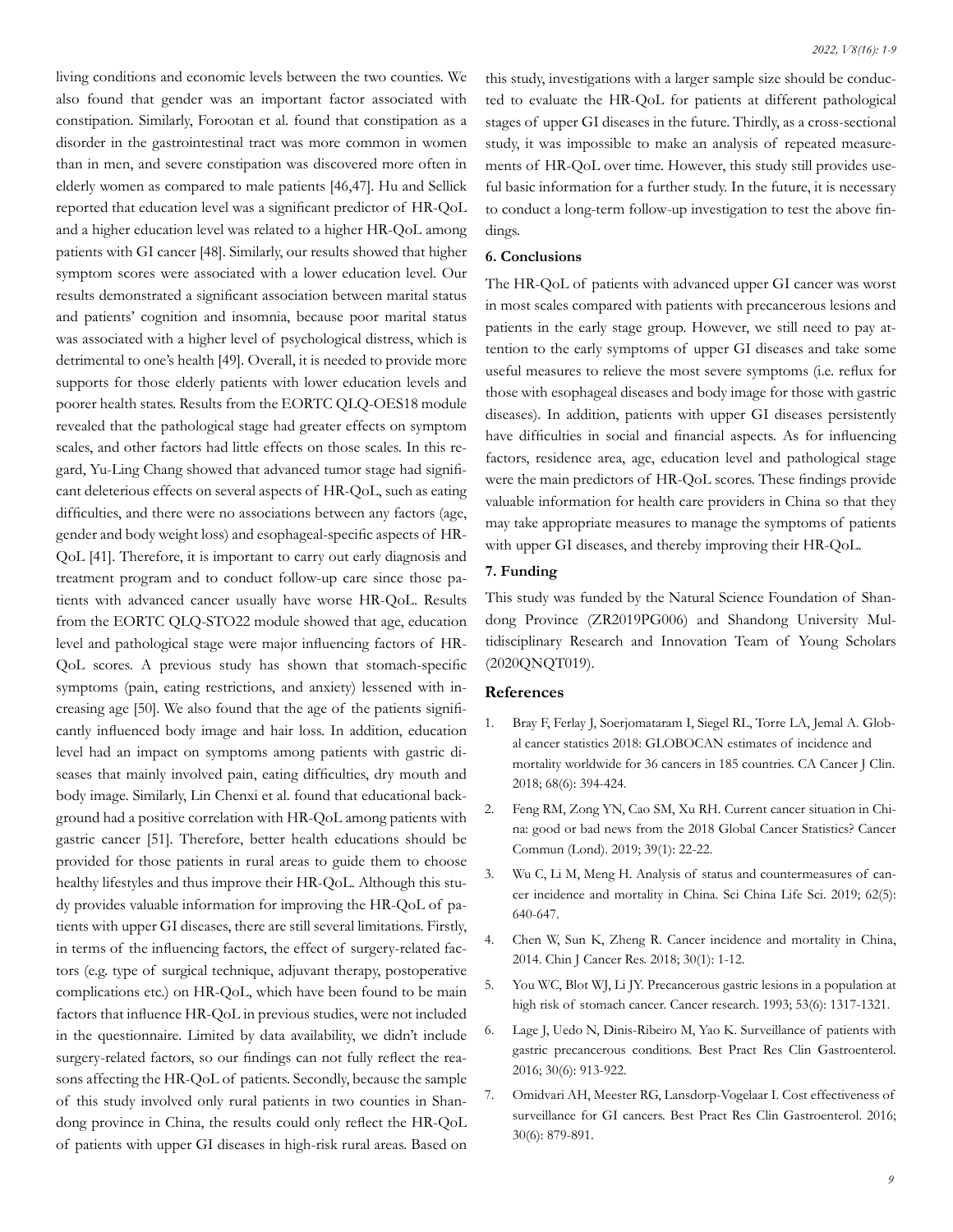living conditions and economic levels between the two counties. We also found that gender was an important factor associated with constipation. Similarly, Forootan et al. found that constipation as a disorder in the gastrointestinal tract was more common in women than in men, and severe constipation was discovered more often in elderly women as compared to male patients [46,47]. Hu and Sellick reported that education level was a significant predictor of HR-QoL and a higher education level was related to a higher HR-QoL among patients with GI cancer [48]. Similarly, our results showed that higher symptom scores were associated with a lower education level. Our results demonstrated a significant association between marital status and patients' cognition and insomnia, because poor marital status was associated with a higher level of psychological distress, which is detrimental to one's health [49]. Overall, it is needed to provide more supports for those elderly patients with lower education levels and poorer health states. Results from the EORTC QLQ-OES18 module revealed that the pathological stage had greater effects on symptom scales, and other factors had little effects on those scales. In this regard, Yu-Ling Chang showed that advanced tumor stage had significant deleterious effects on several aspects of HR-QoL, such as eating difficulties, and there were no associations between any factors (age, gender and body weight loss) and esophageal-specific aspects of HR-QoL [41]. Therefore, it is important to carry out early diagnosis and treatment program and to conduct follow-up care since those patients with advanced cancer usually have worse HR-QoL. Results from the EORTC QLQ-STO22 module showed that age, education level and pathological stage were major influencing factors of HR-QoL scores. A previous study has shown that stomach-specific symptoms (pain, eating restrictions, and anxiety) lessened with increasing age [50]. We also found that the age of the patients significantly influenced body image and hair loss. In addition, education level had an impact on symptoms among patients with gastric diseases that mainly involved pain, eating difficulties, dry mouth and body image. Similarly, Lin Chenxi et al. found that educational background had a positive correlation with HR-QoL among patients with gastric cancer [51]. Therefore, better health educations should be provided for those patients in rural areas to guide them to choose healthy lifestyles and thus improve their HR-QoL. Although this study provides valuable information for improving the HR-QoL of patients with upper GI diseases, there are still several limitations. Firstly, in terms of the influencing factors, the effect of surgery-related factors (e.g. type of surgical technique, adjuvant therapy, postoperative complications etc.) on HR-QoL, which have been found to be main factors that influence HR-QoL in previous studies, were not included in the questionnaire. Limited by data availability, we didn't include surgery-related factors, so our findings can not fully reflect the reasons affecting the HR-QoL of patients. Secondly, because the sample of this study involved only rural patients in two counties in Shandong province in China, the results could only reflect the HR-QoL of patients with upper GI diseases in high-risk rural areas. Based on this study, investigations with a larger sample size should be conducted to evaluate the HR-QoL for patients at different pathological stages of upper GI diseases in the future. Thirdly, as a cross-sectional study, it was impossible to make an analysis of repeated measurements of HR-QoL over time. However, this study still provides useful basic information for a further study. In the future, it is necessary to conduct a long-term follow-up investigation to test the above findings.

## 6. Conclusions

The HR-QoL of patients with advanced upper GI cancer was worst in most scales compared with patients with precancerous lesions and patients in the early stage group. However, we still need to pay attention to the early symptoms of upper GI diseases and take some useful measures to relieve the most severe symptoms (i.e. reflux for those with esophageal diseases and body image for those with gastric diseases). In addition, patients with upper GI diseases persistently have difficulties in social and financial aspects. As for influencing factors, residence area, age, education level and pathological stage were the main predictors of HR-QoL scores. These findings provide valuable information for health care providers in China so that they may take appropriate measures to manage the symptoms of patients with upper GI diseases, and thereby improving their HR-QoL.

## 7. Funding

This study was funded by the Natural Science Foundation of Shandong Province (ZR2019PG006) and Shandong University Multidisciplinary Research and Innovation Team of Young Scholars (2020QNQT019).

## References

1. Bray F, Ferlay J, Soerjomataram I, Siegel RL, Torre LA, Jemal A. Global cancer statistics 2018: GLOBOCAN estimates of incidence and mortality worldwide for 36 cancers in 185 countries. CA Cancer J Clin. 2018; 68(6): 394-424.
2. Feng RM, Zong YN, Cao SM, Xu RH. Current cancer situation in China: good or bad news from the 2018 Global Cancer Statistics? Cancer Commun (Lond). 2019; 39(1): 22-22.
3. Wu C, Li M, Meng H. Analysis of status and countermeasures of cancer incidence and mortality in China. Sci China Life Sci. 2019; 62(5): 640-647.
4. Chen W, Sun K, Zheng R. Cancer incidence and mortality in China, 2014. Chin J Cancer Res. 2018; 30(1): 1-12.
5. You WC, Blot WJ, Li JY. Precancerous gastric lesions in a population at high risk of stomach cancer. Cancer research. 1993; 53(6): 1317-1321.
6. Lage J, Uedo N, Dinis-Ribeiro M, Yao K. Surveillance of patients with gastric precancerous conditions. Best Pract Res Clin Gastroenterol. 2016; 30(6): 913-922.
7. Omidvari AH, Meester RG, Lansdorp-Vogelaar I. Cost effectiveness of surveillance for GI cancers. Best Pract Res Clin Gastroenterol. 2016; 30(6): 879-891.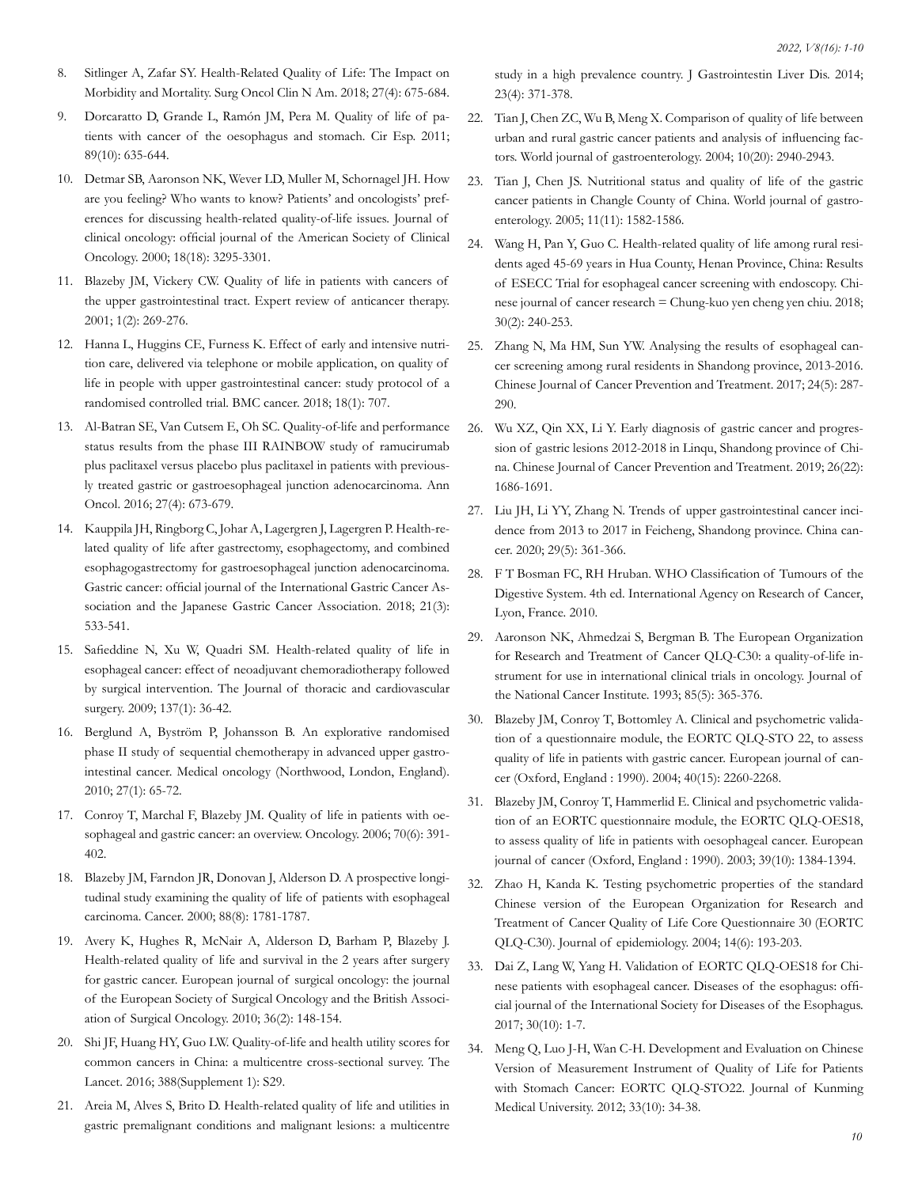8. Sitlinger A, Zafar SY. Health-Related Quality of Life: The Impact on Morbidity and Mortality. Surg Oncol Clin N Am. 2018; 27(4): 675-684.

9. Dorcaratto D, Grande L, Ramón JM, Pera M. Quality of life of patients with cancer of the oesophagus and stomach. Cir Esp. 2011; 89(10): 635-644.

10. Detmar SB, Aaronson NK, Wever LD, Muller M, Schornagel JH. How are you feeling? Who wants to know? Patients' and oncologists' preferences for discussing health-related quality-of-life issues. Journal of clinical oncology: official journal of the American Society of Clinical Oncology. 2000; 18(18): 3295-3301.

11. Blazeby JM, Vickery CW. Quality of life in patients with cancers of the upper gastrointestinal tract. Expert review of anticancer therapy. 2001; 1(2): 269-276.

12. Hanna L, Huggins CE, Furness K. Effect of early and intensive nutrition care, delivered via telephone or mobile application, on quality of life in people with upper gastrointestinal cancer: study protocol of a randomised controlled trial. BMC cancer. 2018; 18(1): 707.

13. Al-Batran SE, Van Cutsem E, Oh SC. Quality-of-life and performance status results from the phase III RAINBOW study of ramucirumab plus paclitaxel versus placebo plus paclitaxel in patients with previously treated gastric or gastroesophageal junction adenocarcinoma. Ann Oncol. 2016; 27(4): 673-679.

14. Kauppila JH, Ringborg C, Johar A, Lagergren J, Lagergren P. Health-related quality of life after gastrectomy, esophagectomy, and combined esophagogastrectomy for gastroesophageal junction adenocarcinoma. Gastric cancer: official journal of the International Gastric Cancer Association and the Japanese Gastric Cancer Association. 2018; 21(3): 533-541.

15. Safieddine N, Xu W, Quadri SM. Health-related quality of life in esophageal cancer: effect of neoadjuvant chemoradiotherapy followed by surgical intervention. The Journal of thoracic and cardiovascular surgery. 2009; 137(1): 36-42.

16. Berglund A, Byström P, Johansson B. An explorative randomised phase II study of sequential chemotherapy in advanced upper gastrointestinal cancer. Medical oncology (Northwood, London, England). 2010; 27(1): 65-72.

17. Conroy T, Marchal F, Blazeby JM. Quality of life in patients with oesophageal and gastric cancer: an overview. Oncology. 2006; 70(6): 391-402.

18. Blazeby JM, Farndon JR, Donovan J, Alderson D. A prospective longitudinal study examining the quality of life of patients with esophageal carcinoma. Cancer. 2000; 88(8): 1781-1787.

19. Avery K, Hughes R, McNair A, Alderson D, Barham P, Blazeby J. Health-related quality of life and survival in the 2 years after surgery for gastric cancer. European journal of surgical oncology: the journal of the European Society of Surgical Oncology and the British Association of Surgical Oncology. 2010; 36(2): 148-154.

20. Shi JF, Huang HY, Guo LW. Quality-of-life and health utility scores for common cancers in China: a multicentre cross-sectional survey. The Lancet. 2016; 388(Supplement 1): S29.

21. Areia M, Alves S, Brito D. Health-related quality of life and utilities in gastric premalignant conditions and malignant lesions: a multicentre study in a high prevalence country. J Gastrointestin Liver Dis. 2014; 23(4): 371-378.

22. Tian J, Chen ZC, Wu B, Meng X. Comparison of quality of life between urban and rural gastric cancer patients and analysis of influencing factors. World journal of gastroenterology. 2004; 10(20): 2940-2943.

23. Tian J, Chen JS. Nutritional status and quality of life of the gastric cancer patients in Changle County of China. World journal of gastroenterology. 2005; 11(11): 1582-1586.

24. Wang H, Pan Y, Guo C. Health-related quality of life among rural residents aged 45-69 years in Hua County, Henan Province, China: Results of ESECC Trial for esophageal cancer screening with endoscopy. Chinese journal of cancer research = Chung-kuo yen cheng yen chiu. 2018; 30(2): 240-253.

25. Zhang N, Ma HM, Sun YW. Analysing the results of esophageal cancer screening among rural residents in Shandong province, 2013-2016. Chinese Journal of Cancer Prevention and Treatment. 2017; 24(5): 287-290.

26. Wu XZ, Qin XX, Li Y. Early diagnosis of gastric cancer and progression of gastric lesions 2012-2018 in Linqu, Shandong province of China. Chinese Journal of Cancer Prevention and Treatment. 2019; 26(22): 1686-1691.

27. Liu JH, Li YY, Zhang N. Trends of upper gastrointestinal cancer incidence from 2013 to 2017 in Feicheng, Shandong province. China cancer. 2020; 29(5): 361-366.

28. F T Bosman FC, RH Hruban. WHO Classification of Tumours of the Digestive System. 4th ed. International Agency on Research of Cancer, Lyon, France. 2010.

29. Aaronson NK, Ahmedzai S, Bergman B. The European Organization for Research and Treatment of Cancer QLQ-C30: a quality-of-life instrument for use in international clinical trials in oncology. Journal of the National Cancer Institute. 1993; 85(5): 365-376.

30. Blazeby JM, Conroy T, Bottomley A. Clinical and psychometric validation of a questionnaire module, the EORTC QLQ-STO 22, to assess quality of life in patients with gastric cancer. European journal of cancer (Oxford, England : 1990). 2004; 40(15): 2260-2268.

31. Blazeby JM, Conroy T, Hammerlid E. Clinical and psychometric validation of an EORTC questionnaire module, the EORTC QLQ-OES18, to assess quality of life in patients with oesophageal cancer. European journal of cancer (Oxford, England : 1990). 2003; 39(10): 1384-1394.

32. Zhao H, Kanda K. Testing psychometric properties of the standard Chinese version of the European Organization for Research and Treatment of Cancer Quality of Life Core Questionnaire 30 (EORTC QLQ-C30). Journal of epidemiology. 2004; 14(6): 193-203.

33. Dai Z, Lang W, Yang H. Validation of EORTC QLQ-OES18 for Chinese patients with esophageal cancer. Diseases of the esophagus: official journal of the International Society for Diseases of the Esophagus. 2017; 30(10): 1-7.

34. Meng Q, Luo J-H, Wan C-H. Development and Evaluation on Chinese Version of Measurement Instrument of Quality of Life for Patients with Stomach Cancer: EORTC QLQ-STO22. Journal of Kunming Medical University. 2012; 33(10): 34-38.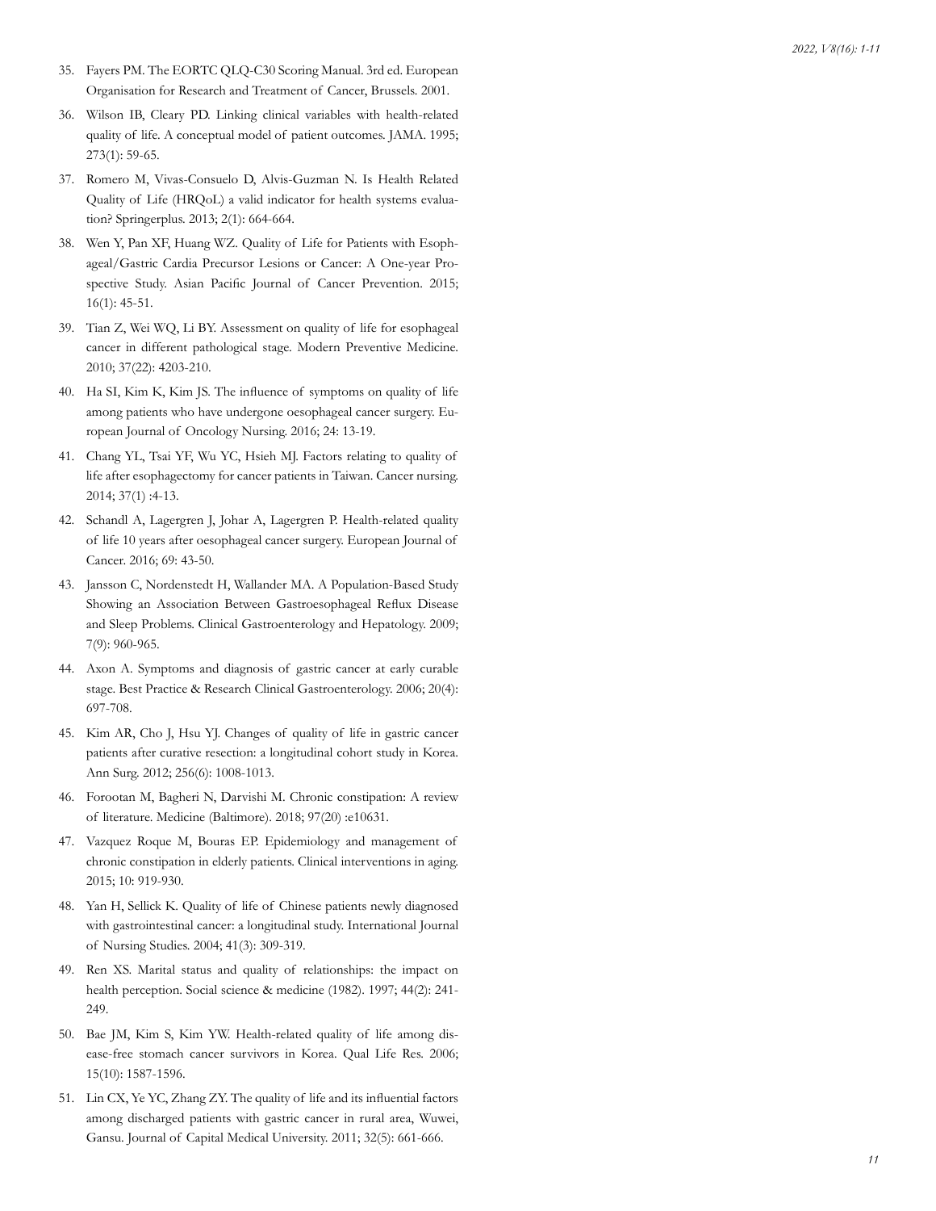35. Fayers PM. The EORTC QLQ-C30 Scoring Manual. 3rd ed. European Organisation for Research and Treatment of Cancer, Brussels. 2001.

36. Wilson IB, Cleary PD. Linking clinical variables with health-related quality of life. A conceptual model of patient outcomes. JAMA. 1995; 273(1): 59-65.

37. Romero M, Vivas-Consuelo D, Alvis-Guzman N. Is Health Related Quality of Life (HRQoL) a valid indicator for health systems evaluation? Springerplus. 2013; 2(1): 664-664.

38. Wen Y, Pan XF, Huang WZ. Quality of Life for Patients with Esophageal/Gastric Cardia Precursor Lesions or Cancer: A One-year Prospective Study. Asian Pacific Journal of Cancer Prevention. 2015; 16(1): 45-51.

39. Tian Z, Wei WQ, Li BY. Assessment on quality of life for esophageal cancer in different pathological stage. Modern Preventive Medicine. 2010; 37(22): 4203-210.

40. Ha SI, Kim K, Kim JS. The influence of symptoms on quality of life among patients who have undergone oesophageal cancer surgery. European Journal of Oncology Nursing. 2016; 24: 13-19.

41. Chang YL, Tsai YF, Wu YC, Hsieh MJ. Factors relating to quality of life after esophagectomy for cancer patients in Taiwan. Cancer nursing. 2014; 37(1) :4-13.

42. Schandl A, Lagergren J, Johar A, Lagergren P. Health-related quality of life 10 years after oesophageal cancer surgery. European Journal of Cancer. 2016; 69: 43-50.

43. Jansson C, Nordenstedt H, Wallander MA. A Population-Based Study Showing an Association Between Gastroesophageal Reflux Disease and Sleep Problems. Clinical Gastroenterology and Hepatology. 2009; 7(9): 960-965.

44. Axon A. Symptoms and diagnosis of gastric cancer at early curable stage. Best Practice & Research Clinical Gastroenterology. 2006; 20(4): 697-708.

45. Kim AR, Cho J, Hsu YJ. Changes of quality of life in gastric cancer patients after curative resection: a longitudinal cohort study in Korea. Ann Surg. 2012; 256(6): 1008-1013.

46. Forootan M, Bagheri N, Darvishi M. Chronic constipation: A review of literature. Medicine (Baltimore). 2018; 97(20) :e10631.

47. Vazquez Roque M, Bouras EP. Epidemiology and management of chronic constipation in elderly patients. Clinical interventions in aging. 2015; 10: 919-930.

48. Yan H, Sellick K. Quality of life of Chinese patients newly diagnosed with gastrointestinal cancer: a longitudinal study. International Journal of Nursing Studies. 2004; 41(3): 309-319.

49. Ren XS. Marital status and quality of relationships: the impact on health perception. Social science & medicine (1982). 1997; 44(2): 241-249.

50. Bae JM, Kim S, Kim YW. Health-related quality of life among disease-free stomach cancer survivors in Korea. Qual Life Res. 2006; 15(10): 1587-1596.

51. Lin CX, Ye YC, Zhang ZY. The quality of life and its influential factors among discharged patients with gastric cancer in rural area, Wuwei, Gansu. Journal of Capital Medical University. 2011; 32(5): 661-666.